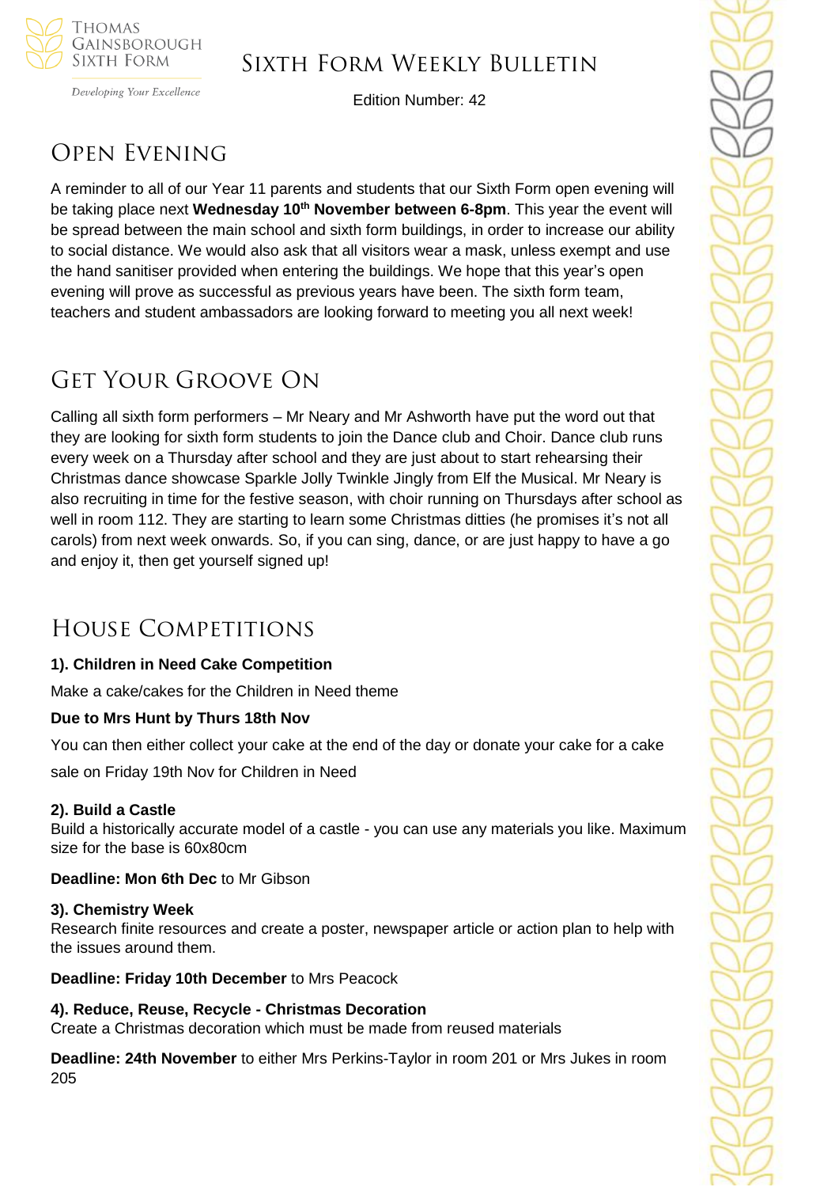# Sixth Form Weekly Bulletin

Edition Number: 42

## Open Evening

A reminder to all of our Year 11 parents and students that our Sixth Form open evening will be taking place next **Wednesday 10th November between 6-8pm**. This year the event will be spread between the main school and sixth form buildings, in order to increase our ability to social distance. We would also ask that all visitors wear a mask, unless exempt and use the hand sanitiser provided when entering the buildings. We hope that this year's open evening will prove as successful as previous years have been. The sixth form team, teachers and student ambassadors are looking forward to meeting you all next week!

## Get Your Groove On

Calling all sixth form performers – Mr Neary and Mr Ashworth have put the word out that they are looking for sixth form students to join the Dance club and Choir. Dance club runs every week on a Thursday after school and they are just about to start rehearsing their Christmas dance showcase Sparkle Jolly Twinkle Jingly from Elf the Musical. Mr Neary is also recruiting in time for the festive season, with choir running on Thursdays after school as well in room 112. They are starting to learn some Christmas ditties (he promises it's not all carols) from next week onwards. So, if you can sing, dance, or are just happy to have a go and enjoy it, then get yourself signed up!

## House Competitions

**1). Children in Need Cake Competition**

Make a cake/cakes for the Children in Need theme

**Due to Mrs Hunt by Thurs 18th Nov**

You can then either collect your cake at the end of the day or donate your cake for a cake sale on Friday 19th Nov for Children in Need

**2). Build a Castle**

Build a historically accurate model of a castle - you can use any materials you like. Maximum size for the base is 60x80cm

**Deadline: Mon 6th Dec** to Mr Gibson

**3). Chemistry Week**

Research finite resources and create a poster, newspaper article or action plan to help with the issues around them.

**Deadline: Friday 10th December** to Mrs Peacock

**4). Reduce, Reuse, Recycle - Christmas Decoration**

Create a Christmas decoration which must be made from reused materials

**Deadline: 24th November** to either Mrs Perkins-Taylor in room 201 or Mrs Jukes in room 205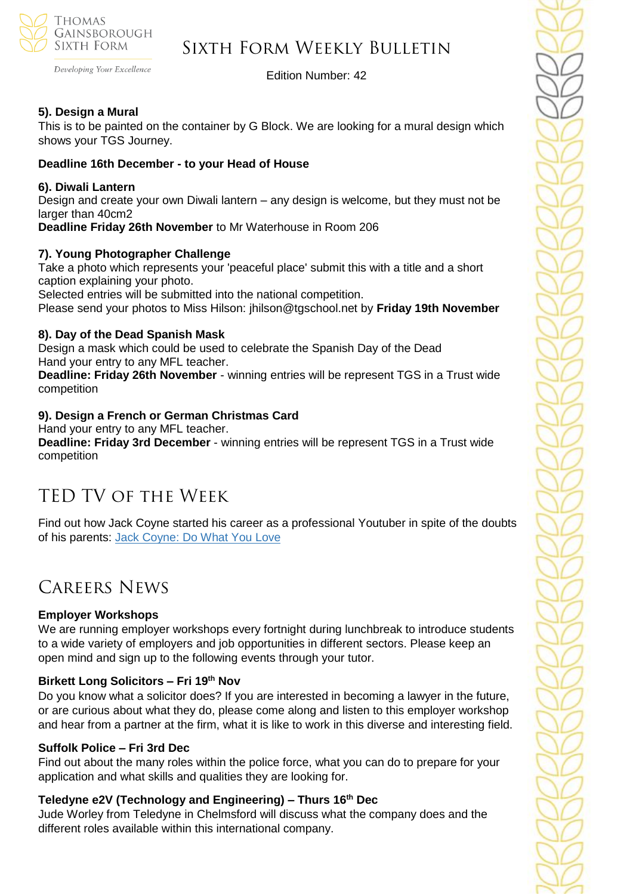**5). Design a Mural**

This is to be painted on the container by G Block. We are looking for a mural design which shows your TGS Journey.

**Deadline 16th December - to your Head of House**

**6). Diwali Lantern**

Design and create your own Diwali lantern – any design is welcome, but they must not be larger than 40cm2

**Deadline Friday 26th November** to Mr Waterhouse in Room 206

**7). Young Photographer Challenge**

Take a photo which represents your 'peaceful place' submit this with a title and a short caption explaining your photo.

Selected entries will be submitted into the national competition.

Please send your photos to Miss Hilson: jhilson@tgschool.net by **Friday 19th November**

**8). Day of the Dead Spanish Mask**

Design a mask which could be used to celebrate the Spanish Day of the Dead

Hand your entry to any MFL teacher.

**Deadline: Friday 26th November** - winning entries will be represent TGS in a Trust wide competition

**9). Design a French or German Christmas Card**

Hand your entry to any MFL teacher.

**Deadline: Friday 3rd December** - winning entries will be represent TGS in a Trust wide competition

# TED TV of the Week

Find out how Jack Coyne started his career as a professional Youtuber in spite of the doubts of his parents: [Jack Coyne: Do What You Love]()

# Careers News

**Employer Workshops**

We are running employer workshops every fortnight during lunchbreak to introduce students to a wide variety of employers and job opportunities in different sectors. Please keep an open mind and sign up to the following events through your tutor.

**Birkett Long Solicitors – Fri 19th Nov**

Do you know what a solicitor does? If you are interested in becoming a lawyer in the future, or are curious about what they do, please come along and listen to this employer workshop and hear from a partner at the firm, what it is like to work in this diverse and interesting field.

**Suffolk Police – Fri 3rd Dec**

Find out about the many roles within the police force, what you can do to prepare for your application and what skills and qualities they are looking for.

**Teledyne e2V (Technology and Engineering) – Thurs 16th Dec**

Jude Worley from Teledyne in Chelmsford will discuss what the company does and the different roles available within this international company.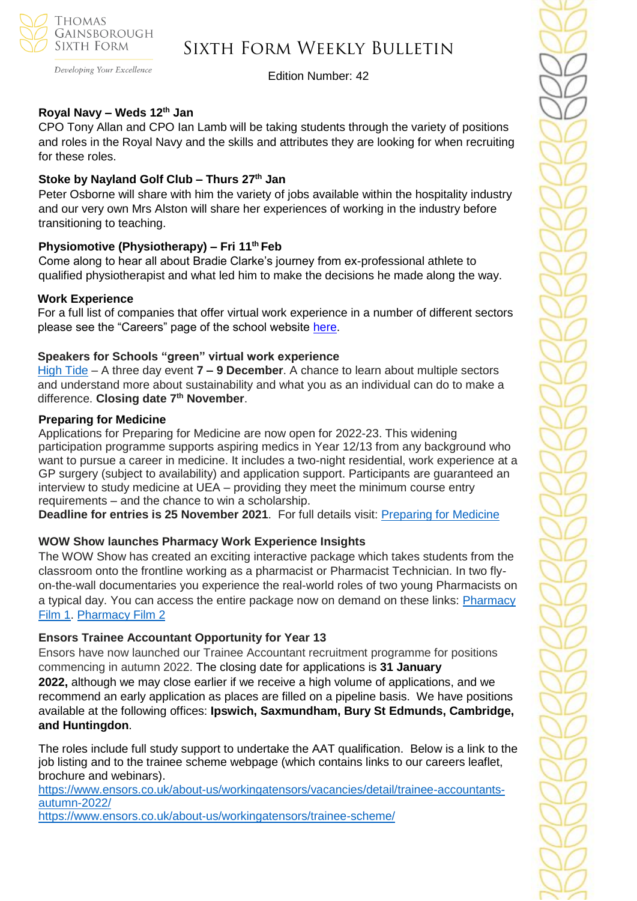### Royal Navy – Weds 12th Jan

CPO Tony Allan and CPO Ian Lamb will be taking students through the variety of positions and roles in the Royal Navy and the skills and attributes they are looking for when recruiting for these roles.

### Stoke by Nayland Golf Club – Thurs 27th Jan

Peter Osborne will share with him the variety of jobs available within the hospitality industry and our very own Mrs Alston will share her experiences of working in the industry before transitioning to teaching.

### Physiomotive (Physiotherapy) – Fri 11th Feb

Come along to hear all about Bradie Clarke's journey from ex-professional athlete to qualified physiotherapist and what led him to make the decisions he made along the way.

### Work Experience

For a full list of companies that offer virtual work experience in a number of different sectors please see the "Careers" page of the school website here.

### Speakers for Schools "green" virtual work experience

High Tide – A three day event **7 – 9 December**. A chance to learn about multiple sectors and understand more about sustainability and what you as an individual can do to make a difference. **Closing date 7th November**.

### Preparing for Medicine

Applications for Preparing for Medicine are now open for 2022-23. This widening participation programme supports aspiring medics in Year 12/13 from any background who want to pursue a career in medicine. It includes a two-night residential, work experience at a GP surgery (subject to availability) and application support. Participants are guaranteed an interview to study medicine at UEA – providing they meet the minimum course entry requirements – and the chance to win a scholarship.

**Deadline for entries is 25 November 2021**. For full details visit: Preparing for Medicine

### WOW Show launches Pharmacy Work Experience Insights

The WOW Show has created an exciting interactive package which takes students from the classroom onto the frontline working as a pharmacist or Pharmacist Technician. In two fly-on-the-wall documentaries you experience the real-world roles of two young Pharmacists on a typical day. You can access the entire package now on demand on these links: Pharmacy Film 1. Pharmacy Film 2

### Ensors Trainee Accountant Opportunity for Year 13

Ensors have now launched our Trainee Accountant recruitment programme for positions commencing in autumn 2022. The closing date for applications is **31 January 2022,** although we may close earlier if we receive a high volume of applications, and we recommend an early application as places are filled on a pipeline basis. We have positions available at the following offices: **Ipswich, Saxmundham, Bury St Edmunds, Cambridge, and Huntingdon**.

The roles include full study support to undertake the AAT qualification. Below is a link to the job listing and to the trainee scheme webpage (which contains links to our careers leaflet, brochure and webinars).

https://www.ensors.co.uk/about-us/workingatensors/vacancies/detail/trainee-accountants-autumn-2022/

https://www.ensors.co.uk/about-us/workingatensors/trainee-scheme/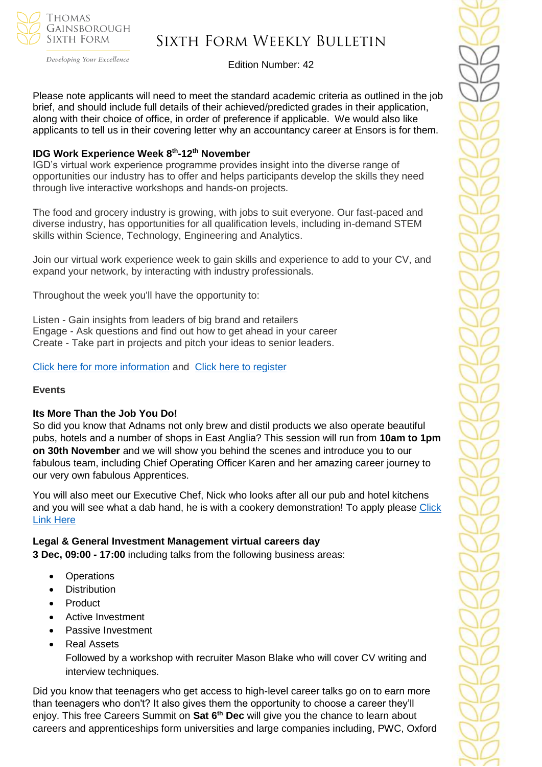Please note applicants will need to meet the standard academic criteria as outlined in the job brief, and should include full details of their achieved/predicted grades in their application, along with their choice of office, in order of preference if applicable. We would also like applicants to tell us in their covering letter why an accountancy career at Ensors is for them.

**IDG Work Experience Week 8th-12th November**

IGD's virtual work experience programme provides insight into the diverse range of opportunities our industry has to offer and helps participants develop the skills they need through live interactive workshops and hands-on projects.

The food and grocery industry is growing, with jobs to suit everyone. Our fast-paced and diverse industry, has opportunities for all qualification levels, including in-demand STEM skills within Science, Technology, Engineering and Analytics.

Join our virtual work experience week to gain skills and experience to add to your CV, and expand your network, by interacting with industry professionals.

Throughout the week you'll have the opportunity to:

Listen - Gain insights from leaders of big brand and retailers
Engage - Ask questions and find out how to get ahead in your career
Create - Take part in projects and pitch your ideas to senior leaders.

Click here for more information and Click here to register

**Events**

**Its More Than the Job You Do!**

So did you know that Adnams not only brew and distil products we also operate beautiful pubs, hotels and a number of shops in East Anglia? This session will run from **10am to 1pm on 30th November** and we will show you behind the scenes and introduce you to our fabulous team, including Chief Operating Officer Karen and her amazing career journey to our very own fabulous Apprentices.

You will also meet our Executive Chef, Nick who looks after all our pub and hotel kitchens and you will see what a dab hand, he is with a cookery demonstration! To apply please Click Link Here

**Legal & General Investment Management virtual careers day**
**3 Dec, 09:00 - 17:00** including talks from the following business areas:

- Operations
- Distribution
- Product
- Active Investment
- Passive Investment
- Real Assets
  Followed by a workshop with recruiter Mason Blake who will cover CV writing and interview techniques.

Did you know that teenagers who get access to high-level career talks go on to earn more than teenagers who don't? It also gives them the opportunity to choose a career they'll enjoy. This free Careers Summit on **Sat 6th Dec** will give you the chance to learn about careers and apprenticeships form universities and large companies including, PWC, Oxford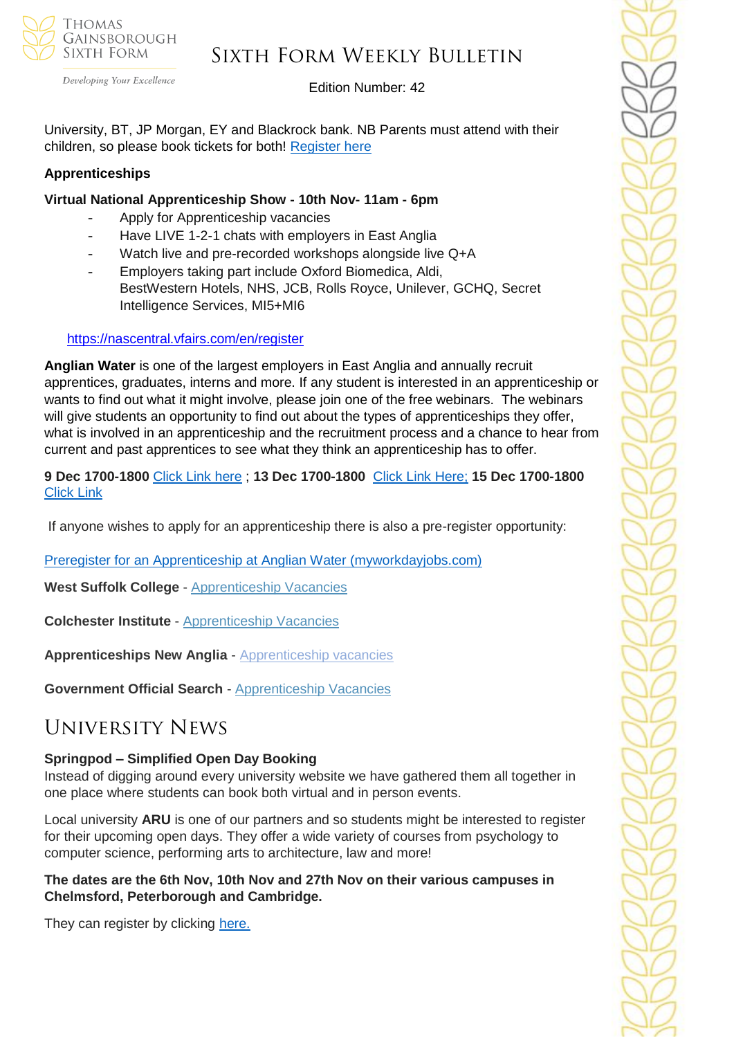University, BT, JP Morgan, EY and Blackrock bank. NB Parents must attend with their children, so please book tickets for both! Register here

**Apprenticeships**

**Virtual National Apprenticeship Show - 10th Nov- 11am - 6pm**

- Apply for Apprenticeship vacancies
- Have LIVE 1-2-1 chats with employers in East Anglia
- Watch live and pre-recorded workshops alongside live Q+A
- Employers taking part include Oxford Biomedica, Aldi, BestWestern Hotels, NHS, JCB, Rolls Royce, Unilever, GCHQ, Secret Intelligence Services, MI5+MI6

https://nascentral.vfairs.com/en/register

**Anglian Water** is one of the largest employers in East Anglia and annually recruit apprentices, graduates, interns and more. If any student is interested in an apprenticeship or wants to find out what it might involve, please join one of the free webinars. The webinars will give students an opportunity to find out about the types of apprenticeships they offer, what is involved in an apprenticeship and the recruitment process and a chance to hear from current and past apprentices to see what they think an apprenticeship has to offer.

**9 Dec 1700-1800** Click Link here ; **13 Dec 1700-1800** Click Link Here; **15 Dec 1700-1800** Click Link

If anyone wishes to apply for an apprenticeship there is also a pre-register opportunity:

Preregister for an Apprenticeship at Anglian Water (myworkdayjobs.com)

**West Suffolk College** - Apprenticeship Vacancies

**Colchester Institute** - Apprenticeship Vacancies

**Apprenticeships New Anglia** - Apprenticeship vacancies

**Government Official Search** - Apprenticeship Vacancies

## University News

**Springpod – Simplified Open Day Booking**

Instead of digging around every university website we have gathered them all together in one place where students can book both virtual and in person events.

Local university **ARU** is one of our partners and so students might be interested to register for their upcoming open days. They offer a wide variety of courses from psychology to computer science, performing arts to architecture, law and more!

**The dates are the 6th Nov, 10th Nov and 27th Nov on their various campuses in Chelmsford, Peterborough and Cambridge.**

They can register by clicking here.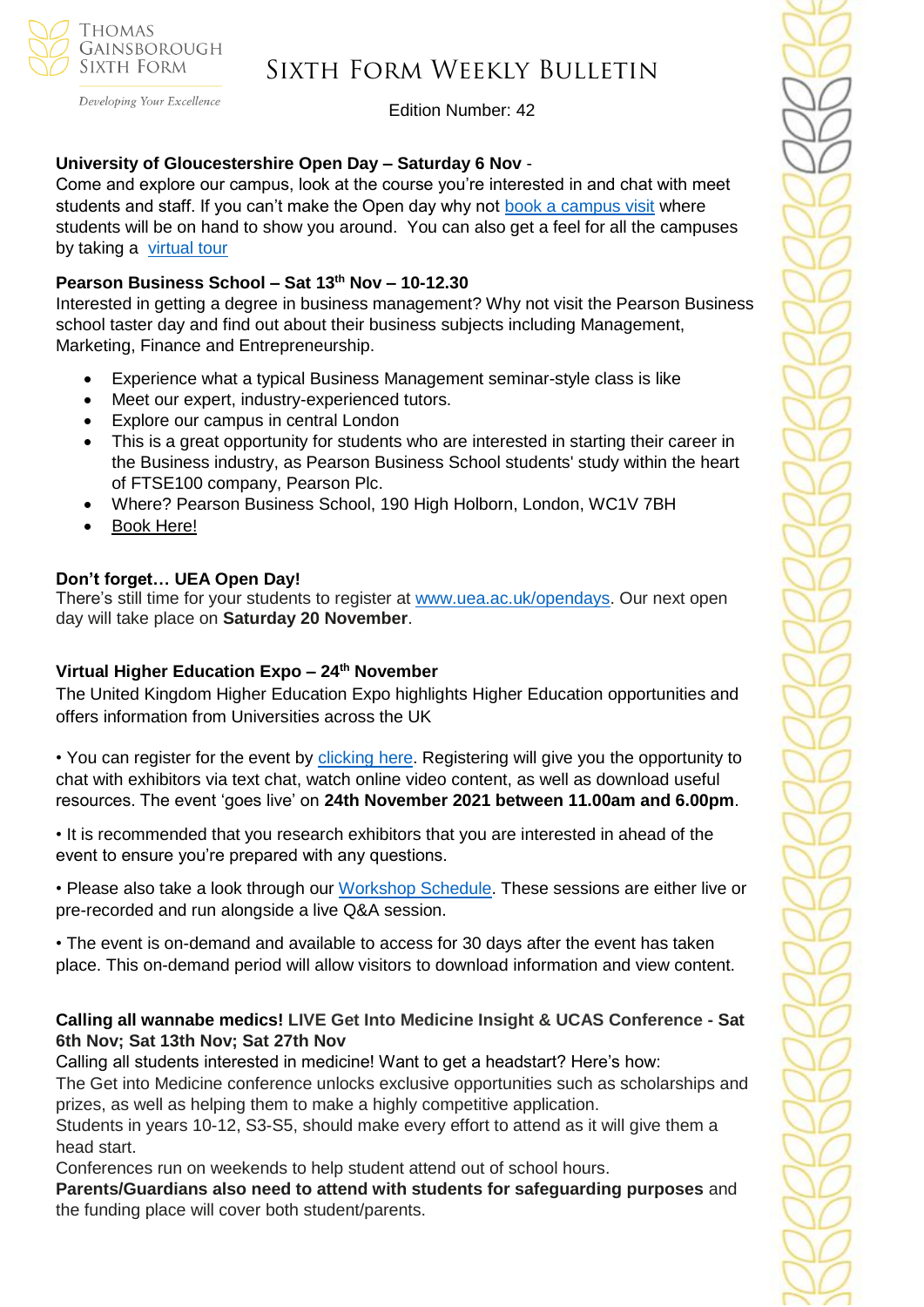**University of Gloucestershire Open Day – Saturday 6 Nov** -

Come and explore our campus, look at the course you're interested in and chat with meet students and staff. If you can't make the Open day why not book a campus visit where students will be on hand to show you around. You can also get a feel for all the campuses by taking a virtual tour

**Pearson Business School – Sat 13th Nov – 10-12.30**

Interested in getting a degree in business management? Why not visit the Pearson Business school taster day and find out about their business subjects including Management, Marketing, Finance and Entrepreneurship.

- Experience what a typical Business Management seminar-style class is like
- Meet our expert, industry-experienced tutors.
- Explore our campus in central London
- This is a great opportunity for students who are interested in starting their career in the Business industry, as Pearson Business School students' study within the heart of FTSE100 company, Pearson Plc.
- Where? Pearson Business School, 190 High Holborn, London, WC1V 7BH
- Book Here!

**Don't forget… UEA Open Day!**

There's still time for your students to register at www.uea.ac.uk/opendays. Our next open day will take place on **Saturday 20 November**.

**Virtual Higher Education Expo – 24th November**

The United Kingdom Higher Education Expo highlights Higher Education opportunities and offers information from Universities across the UK

• You can register for the event by clicking here. Registering will give you the opportunity to chat with exhibitors via text chat, watch online video content, as well as download useful resources. The event 'goes live' on **24th November 2021 between 11.00am and 6.00pm**.

• It is recommended that you research exhibitors that you are interested in ahead of the event to ensure you're prepared with any questions.

• Please also take a look through our Workshop Schedule. These sessions are either live or pre-recorded and run alongside a live Q&A session.

• The event is on-demand and available to access for 30 days after the event has taken place. This on-demand period will allow visitors to download information and view content.

**Calling all wannabe medics! LIVE Get Into Medicine Insight & UCAS Conference - Sat 6th Nov; Sat 13th Nov; Sat 27th Nov**

Calling all students interested in medicine! Want to get a headstart? Here's how:

The Get into Medicine conference unlocks exclusive opportunities such as scholarships and prizes, as well as helping them to make a highly competitive application.

Students in years 10-12, S3-S5, should make every effort to attend as it will give them a head start.

Conferences run on weekends to help student attend out of school hours.

**Parents/Guardians also need to attend with students for safeguarding purposes** and the funding place will cover both student/parents.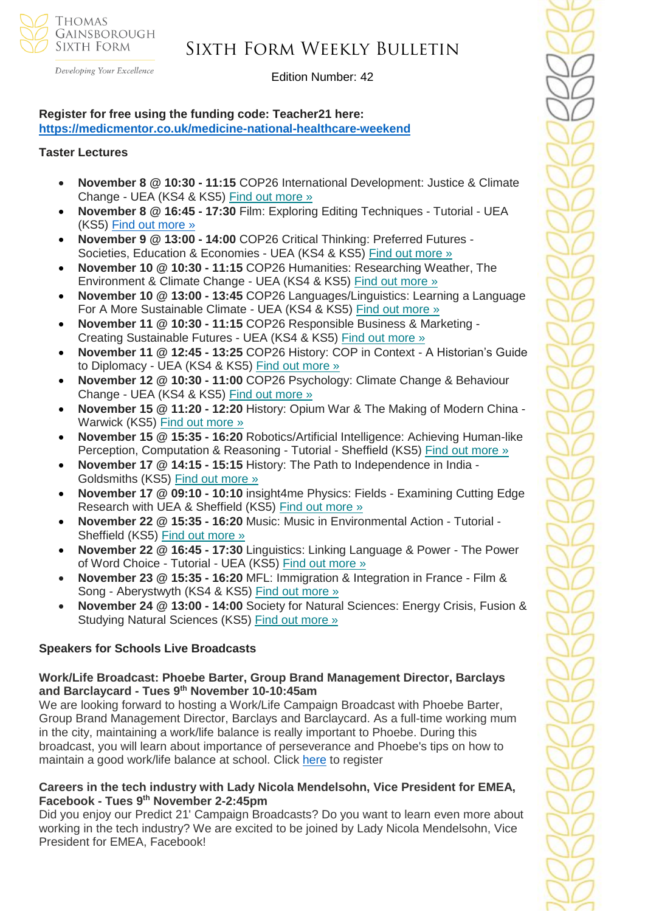**Register for free using the funding code: Teacher21 here:**
**[https://medicmentor.co.uk/medicine-national-healthcare-weekend](https://medicmentor.co.uk/medicine-national-healthcare-weekend)**

**Taster Lectures**

- **November 8 @ 10:30 - 11:15** COP26 International Development: Justice & Climate Change - UEA (KS4 & KS5) Find out more »
- **November 8 @ 16:45 - 17:30** Film: Exploring Editing Techniques - Tutorial - UEA (KS5) Find out more »
- **November 9 @ 13:00 - 14:00** COP26 Critical Thinking: Preferred Futures - Societies, Education & Economies - UEA (KS4 & KS5) Find out more »
- **November 10 @ 10:30 - 11:15** COP26 Humanities: Researching Weather, The Environment & Climate Change - UEA (KS4 & KS5) Find out more »
- **November 10 @ 13:00 - 13:45** COP26 Languages/Linguistics: Learning a Language For A More Sustainable Climate - UEA (KS4 & KS5) Find out more »
- **November 11 @ 10:30 - 11:15** COP26 Responsible Business & Marketing - Creating Sustainable Futures - UEA (KS4 & KS5) Find out more »
- **November 11 @ 12:45 - 13:25** COP26 History: COP in Context - A Historian's Guide to Diplomacy - UEA (KS4 & KS5) Find out more »
- **November 12 @ 10:30 - 11:00** COP26 Psychology: Climate Change & Behaviour Change - UEA (KS4 & KS5) Find out more »
- **November 15 @ 11:20 - 12:20** History: Opium War & The Making of Modern China - Warwick (KS5) Find out more »
- **November 15 @ 15:35 - 16:20** Robotics/Artificial Intelligence: Achieving Human-like Perception, Computation & Reasoning - Tutorial - Sheffield (KS5) Find out more »
- **November 17 @ 14:15 - 15:15** History: The Path to Independence in India - Goldsmiths (KS5) Find out more »
- **November 17 @ 09:10 - 10:10** insight4me Physics: Fields - Examining Cutting Edge Research with UEA & Sheffield (KS5) Find out more »
- **November 22 @ 15:35 - 16:20** Music: Music in Environmental Action - Tutorial - Sheffield (KS5) Find out more »
- **November 22 @ 16:45 - 17:30** Linguistics: Linking Language & Power - The Power of Word Choice - Tutorial - UEA (KS5) Find out more »
- **November 23 @ 15:35 - 16:20** MFL: Immigration & Integration in France - Film & Song - Aberystwyth (KS4 & KS5) Find out more »
- **November 24 @ 13:00 - 14:00** Society for Natural Sciences: Energy Crisis, Fusion & Studying Natural Sciences (KS5) Find out more »

**Speakers for Schools Live Broadcasts**

**Work/Life Broadcast: Phoebe Barter, Group Brand Management Director, Barclays and Barclaycard - Tues 9th November 10-10:45am**

We are looking forward to hosting a Work/Life Campaign Broadcast with Phoebe Barter, Group Brand Management Director, Barclays and Barclaycard. As a full-time working mum in the city, maintaining a work/life balance is really important to Phoebe. During this broadcast, you will learn about importance of perseverance and Phoebe's tips on how to maintain a good work/life balance at school. Click here to register

**Careers in the tech industry with Lady Nicola Mendelsohn, Vice President for EMEA, Facebook - Tues 9th November 2-2:45pm**

Did you enjoy our Predict 21' Campaign Broadcasts? Do you want to learn even more about working in the tech industry? We are excited to be joined by Lady Nicola Mendelsohn, Vice President for EMEA, Facebook!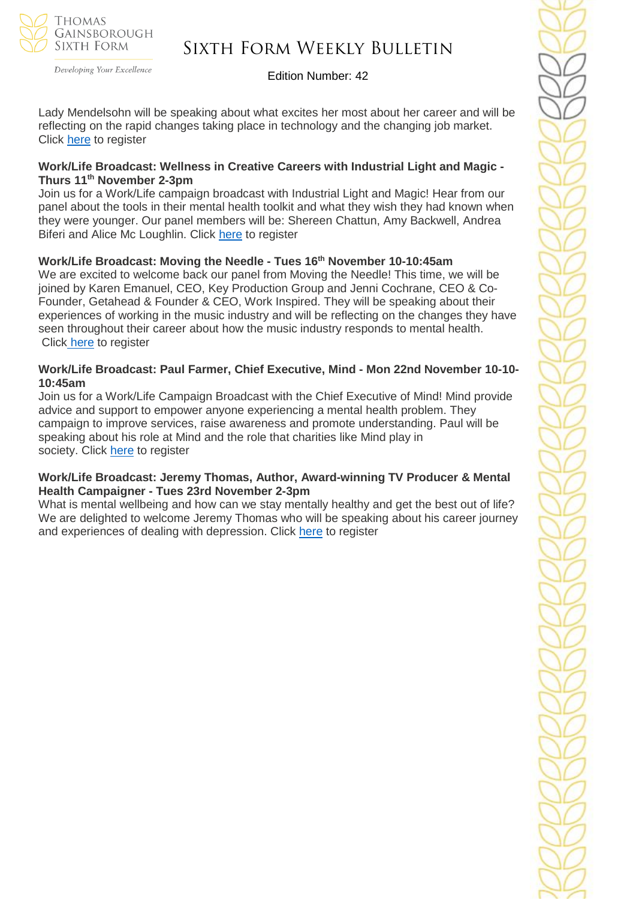Lady Mendelsohn will be speaking about what excites her most about her career and will be reflecting on the rapid changes taking place in technology and the changing job market. Click here to register

**Work/Life Broadcast: Wellness in Creative Careers with Industrial Light and Magic - Thurs 11th November 2-3pm**

Join us for a Work/Life campaign broadcast with Industrial Light and Magic! Hear from our panel about the tools in their mental health toolkit and what they wish they had known when they were younger. Our panel members will be: Shereen Chattun, Amy Backwell, Andrea Biferi and Alice Mc Loughlin. Click here to register

**Work/Life Broadcast: Moving the Needle - Tues 16th November 10-10:45am**

We are excited to welcome back our panel from Moving the Needle! This time, we will be joined by Karen Emanuel, CEO, Key Production Group and Jenni Cochrane, CEO & Co-Founder, Getahead & Founder & CEO, Work Inspired. They will be speaking about their experiences of working in the music industry and will be reflecting on the changes they have seen throughout their career about how the music industry responds to mental health. Click here to register

**Work/Life Broadcast: Paul Farmer, Chief Executive, Mind - Mon 22nd November 10-10-10:45am**

Join us for a Work/Life Campaign Broadcast with the Chief Executive of Mind! Mind provide advice and support to empower anyone experiencing a mental health problem. They campaign to improve services, raise awareness and promote understanding. Paul will be speaking about his role at Mind and the role that charities like Mind play in society. Click here to register

**Work/Life Broadcast: Jeremy Thomas, Author, Award-winning TV Producer & Mental Health Campaigner - Tues 23rd November 2-3pm**

What is mental wellbeing and how can we stay mentally healthy and get the best out of life? We are delighted to welcome Jeremy Thomas who will be speaking about his career journey and experiences of dealing with depression. Click here to register